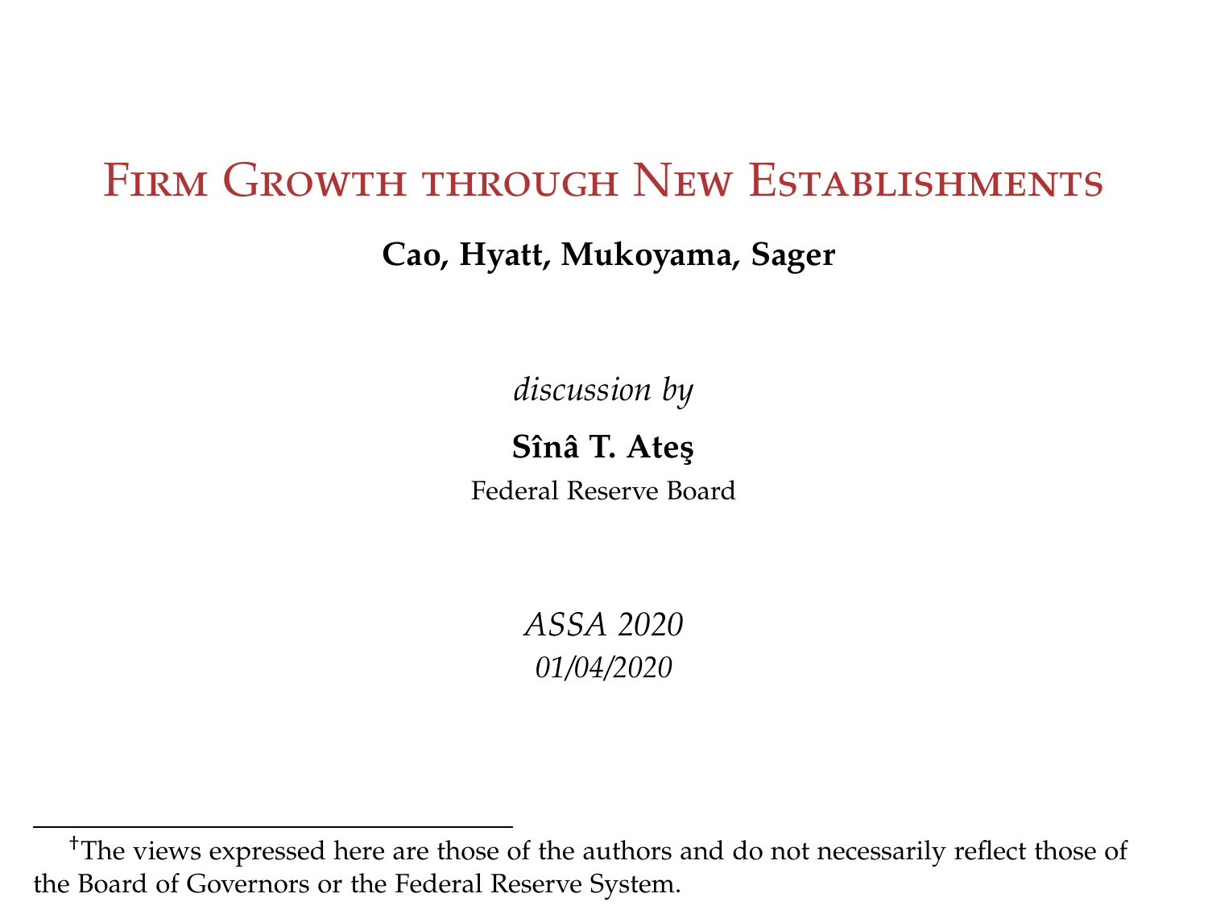# Firm Growth through New Establishments

**Cao, Hyatt, Mukoyama, Sager**

*discussion by*

**Sînâ T. Ateş**

Federal Reserve Board

*ASSA 2020*

*01/04/2020*

---

†The views expressed here are those of the authors and do not necessarily reflect those of the Board of Governors or the Federal Reserve System.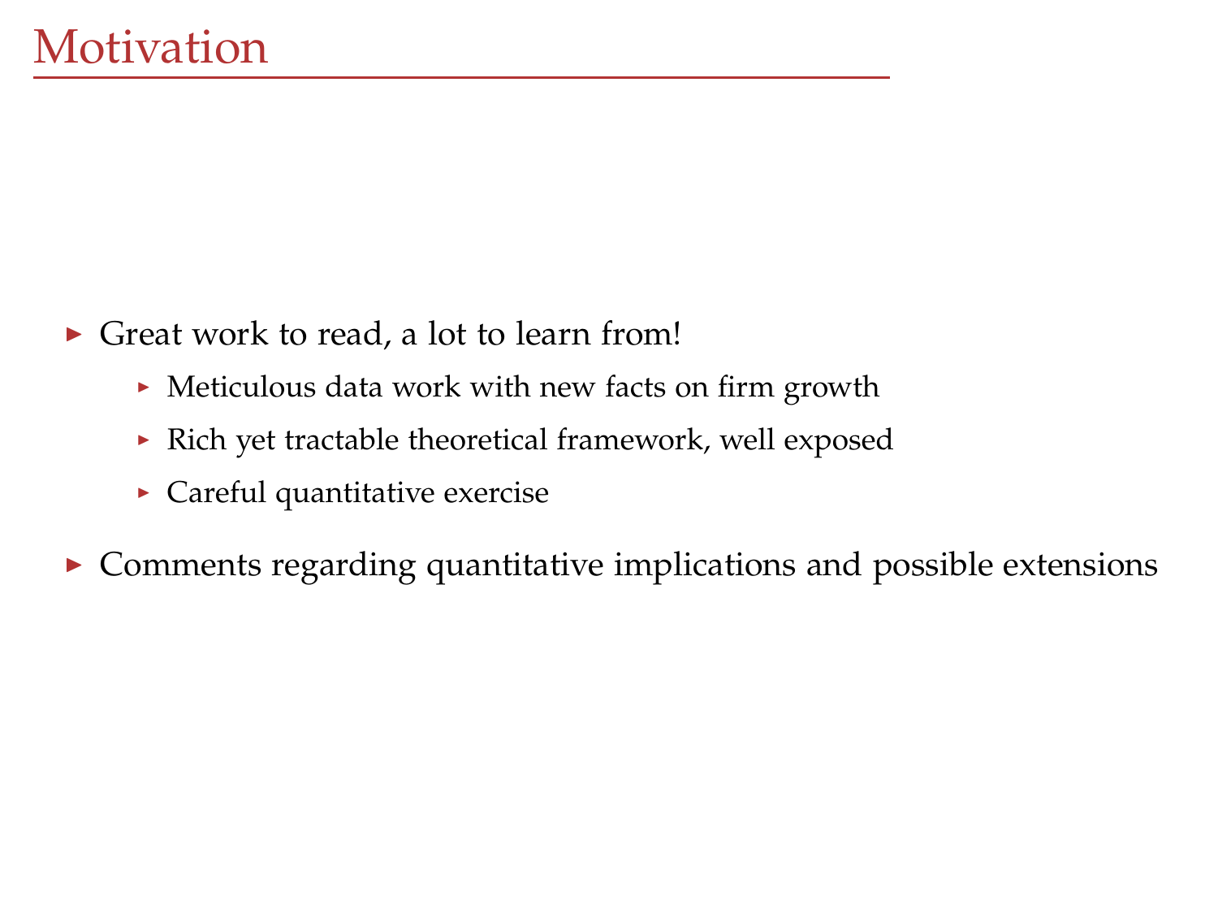# Motivation

- Great work to read, a lot to learn from!
  - Meticulous data work with new facts on firm growth
  - Rich yet tractable theoretical framework, well exposed
  - Careful quantitative exercise
- Comments regarding quantitative implications and possible extensions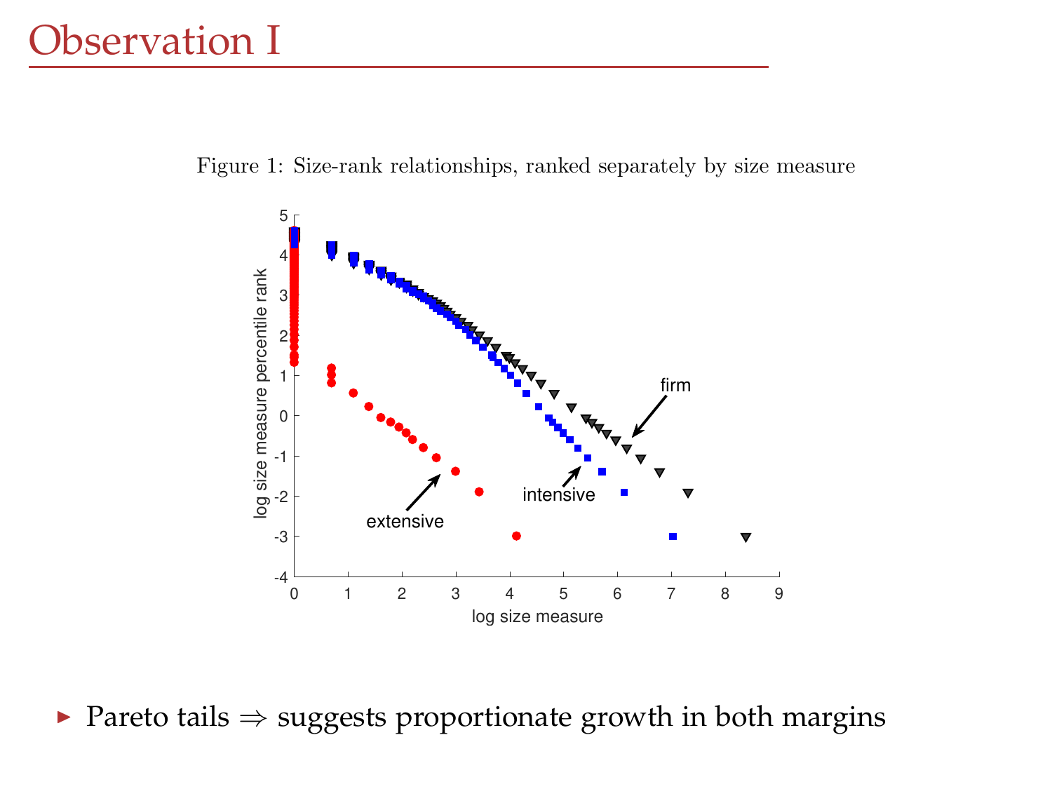# Observation I

Figure 1: Size-rank relationships, ranked separately by size measure

- Pareto tails ⇒ suggests proportionate growth in both margins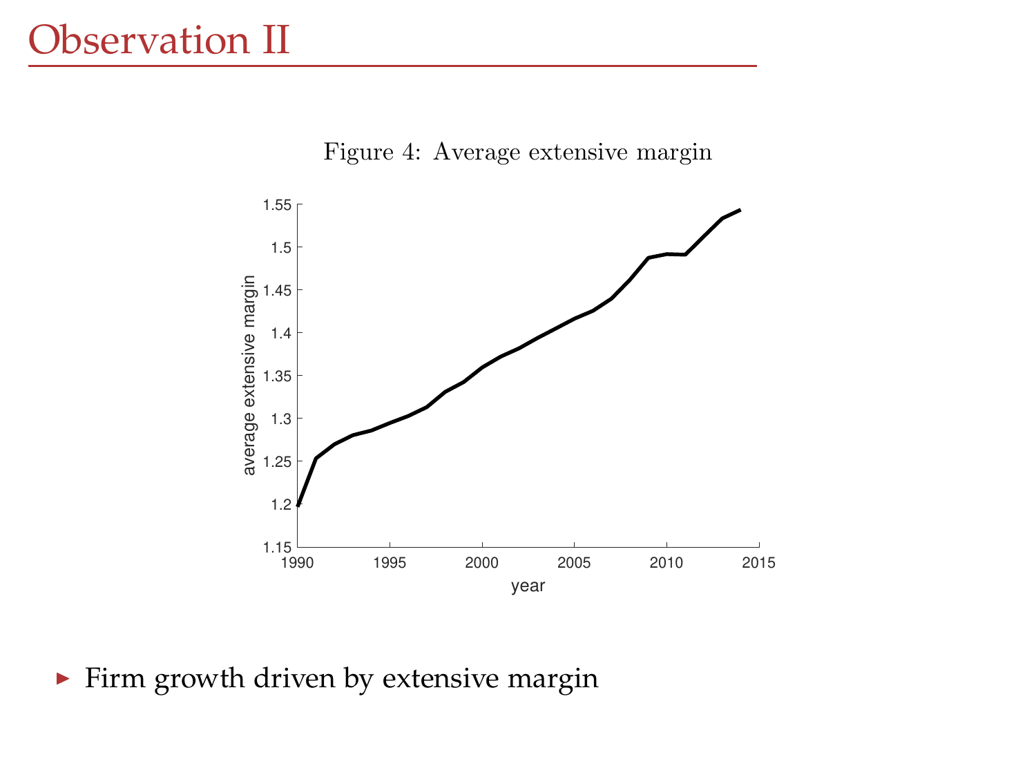# Observation II

Figure 4: Average extensive margin

- Firm growth driven by extensive margin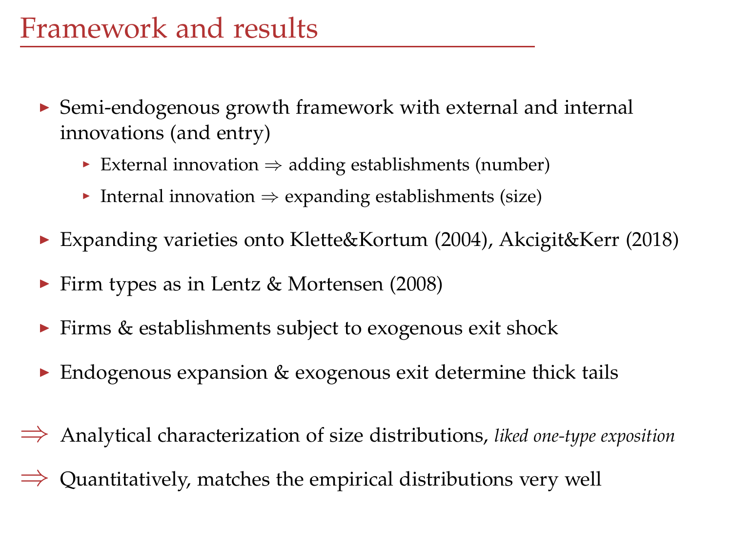# Framework and results

- Semi-endogenous growth framework with external and internal innovations (and entry)
  - External innovation ⇒ adding establishments (number)
  - Internal innovation ⇒ expanding establishments (size)
- Expanding varieties onto Klette&Kortum (2004), Akcigit&Kerr (2018)
- Firm types as in Lentz & Mortensen (2008)
- Firms & establishments subject to exogenous exit shock
- Endogenous expansion & exogenous exit determine thick tails

⟹ Analytical characterization of size distributions, *liked one-type exposition*

⟹ Quantitatively, matches the empirical distributions very well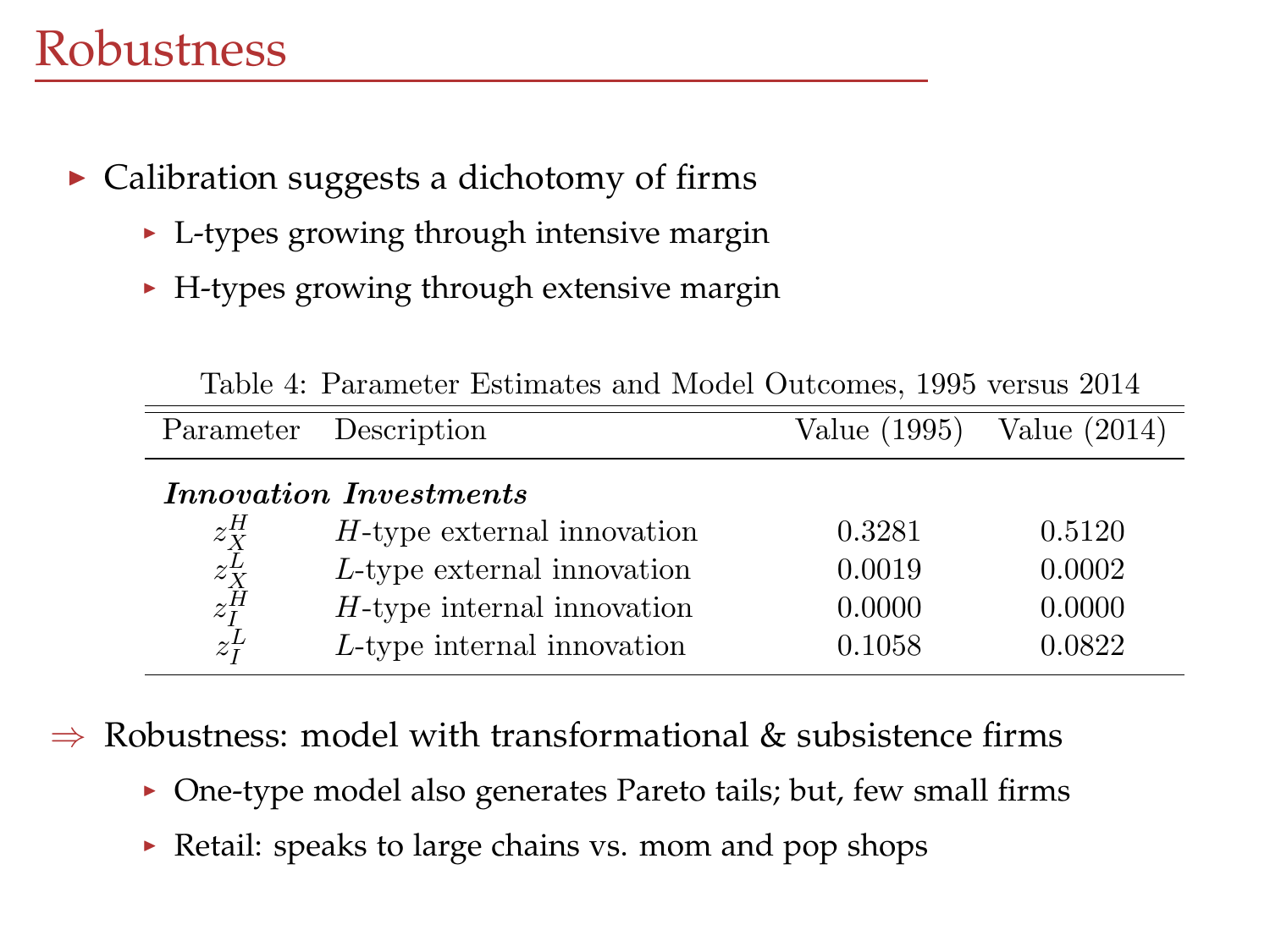# Robustness

- Calibration suggests a dichotomy of firms
  - L-types growing through intensive margin
  - H-types growing through extensive margin

Table 4: Parameter Estimates and Model Outcomes, 1995 versus 2014

| Parameter | Description | Value (1995) | Value (2014) |
|---|---|---|---|
| ***Innovation Investments*** | | | |
| $z_X^H$ | $H$-type external innovation | 0.3281 | 0.5120 |
| $z_X^L$ | $L$-type external innovation | 0.0019 | 0.0002 |
| $z_I^H$ | $H$-type internal innovation | 0.0000 | 0.0000 |
| $z_I^L$ | $L$-type internal innovation | 0.1058 | 0.0822 |

$\Rightarrow$ Robustness: model with transformational & subsistence firms

- One-type model also generates Pareto tails; but, few small firms
- Retail: speaks to large chains vs. mom and pop shops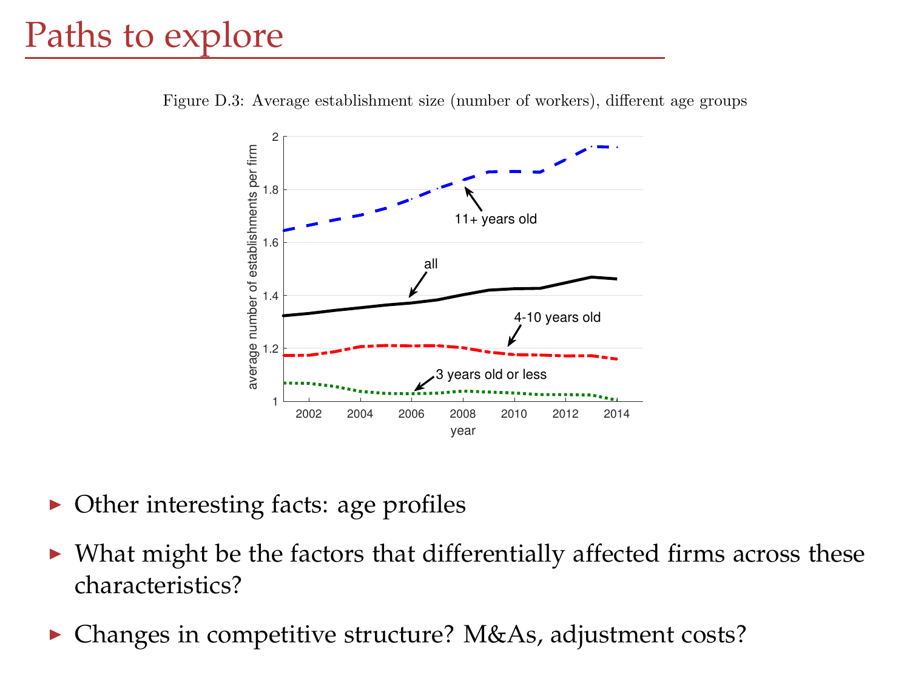# Paths to explore

Figure D.3: Average establishment size (number of workers), different age groups

- Other interesting facts: age profiles
- What might be the factors that differentially affected firms across these characteristics?
- Changes in competitive structure? M&As, adjustment costs?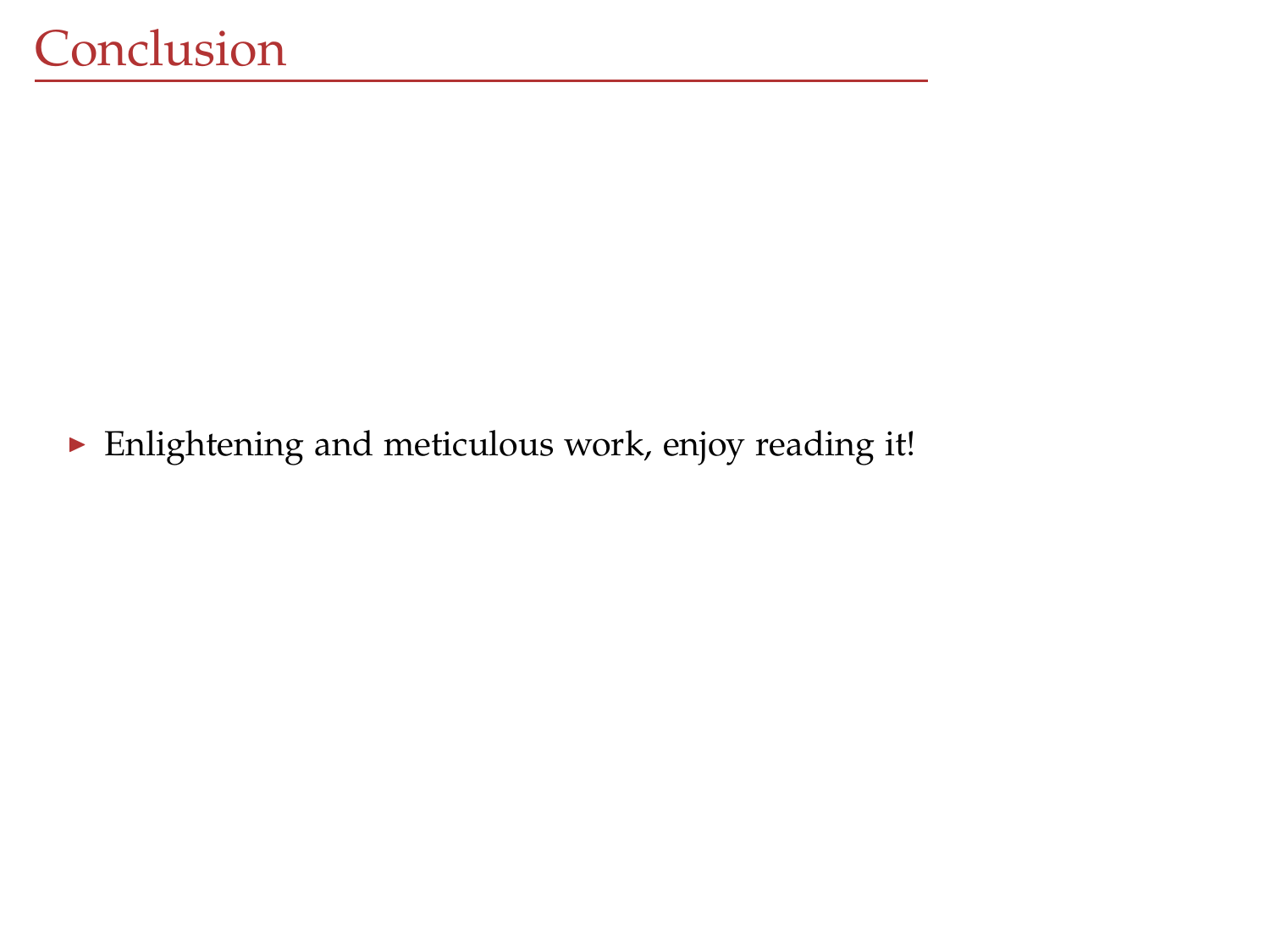# Conclusion

- Enlightening and meticulous work, enjoy reading it!